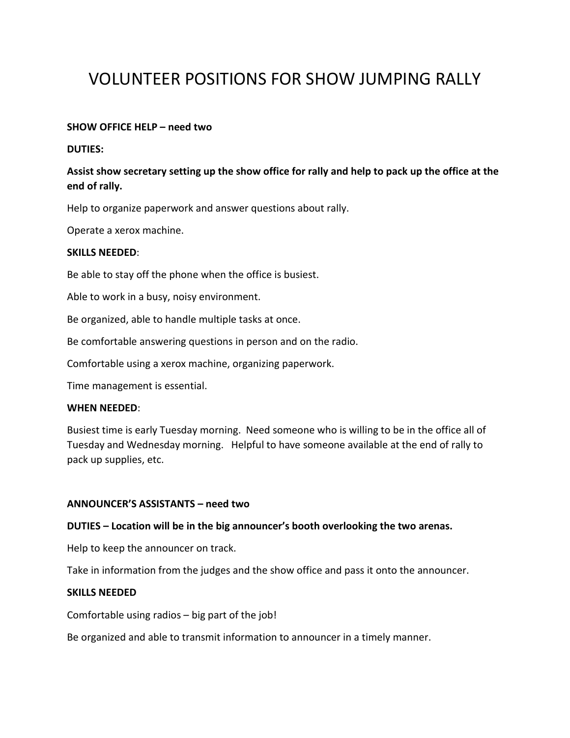# VOLUNTEER POSITIONS FOR SHOW JUMPING RALLY

**SHOW OFFICE HELP – need two**

**DUTIES:**

**Assist show secretary setting up the show office for rally and help to pack up the office at the end of rally.**

Help to organize paperwork and answer questions about rally.

Operate a xerox machine.

**SKILLS NEEDED**:

Be able to stay off the phone when the office is busiest.

Able to work in a busy, noisy environment.

Be organized, able to handle multiple tasks at once.

Be comfortable answering questions in person and on the radio.

Comfortable using a xerox machine, organizing paperwork.

Time management is essential.

**WHEN NEEDED**:

Busiest time is early Tuesday morning. Need someone who is willing to be in the office all of Tuesday and Wednesday morning. Helpful to have someone available at the end of rally to pack up supplies, etc.

**ANNOUNCER'S ASSISTANTS – need two**

**DUTIES – Location will be in the big announcer's booth overlooking the two arenas.**

Help to keep the announcer on track.

Take in information from the judges and the show office and pass it onto the announcer.

**SKILLS NEEDED**

Comfortable using radios – big part of the job!

Be organized and able to transmit information to announcer in a timely manner.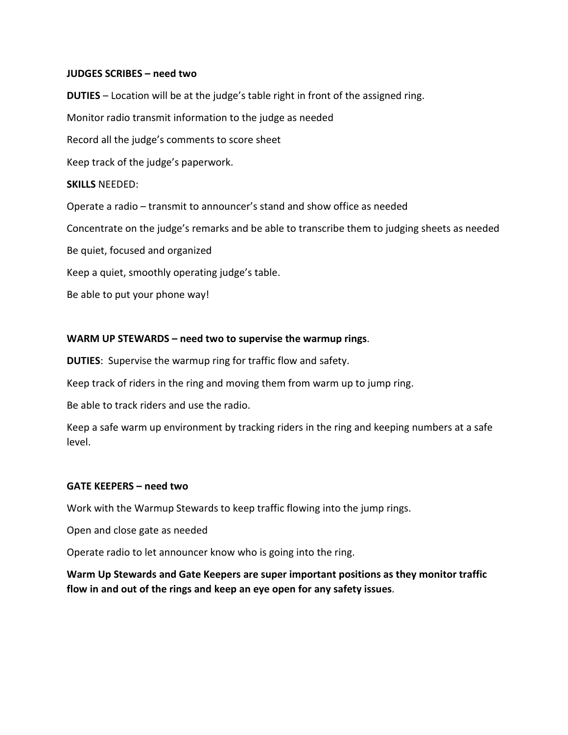**JUDGES SCRIBES – need two**

**DUTIES** – Location will be at the judge's table right in front of the assigned ring.

Monitor radio transmit information to the judge as needed

Record all the judge's comments to score sheet

Keep track of the judge's paperwork.

**SKILLS** NEEDED:

Operate a radio – transmit to announcer's stand and show office as needed

Concentrate on the judge's remarks and be able to transcribe them to judging sheets as needed

Be quiet, focused and organized

Keep a quiet, smoothly operating judge's table.

Be able to put your phone way!

**WARM UP STEWARDS – need two to supervise the warmup rings**.

**DUTIES**: Supervise the warmup ring for traffic flow and safety.

Keep track of riders in the ring and moving them from warm up to jump ring.

Be able to track riders and use the radio.

Keep a safe warm up environment by tracking riders in the ring and keeping numbers at a safe level.

**GATE KEEPERS – need two**

Work with the Warmup Stewards to keep traffic flowing into the jump rings.

Open and close gate as needed

Operate radio to let announcer know who is going into the ring.

**Warm Up Stewards and Gate Keepers are super important positions as they monitor traffic flow in and out of the rings and keep an eye open for any safety issues**.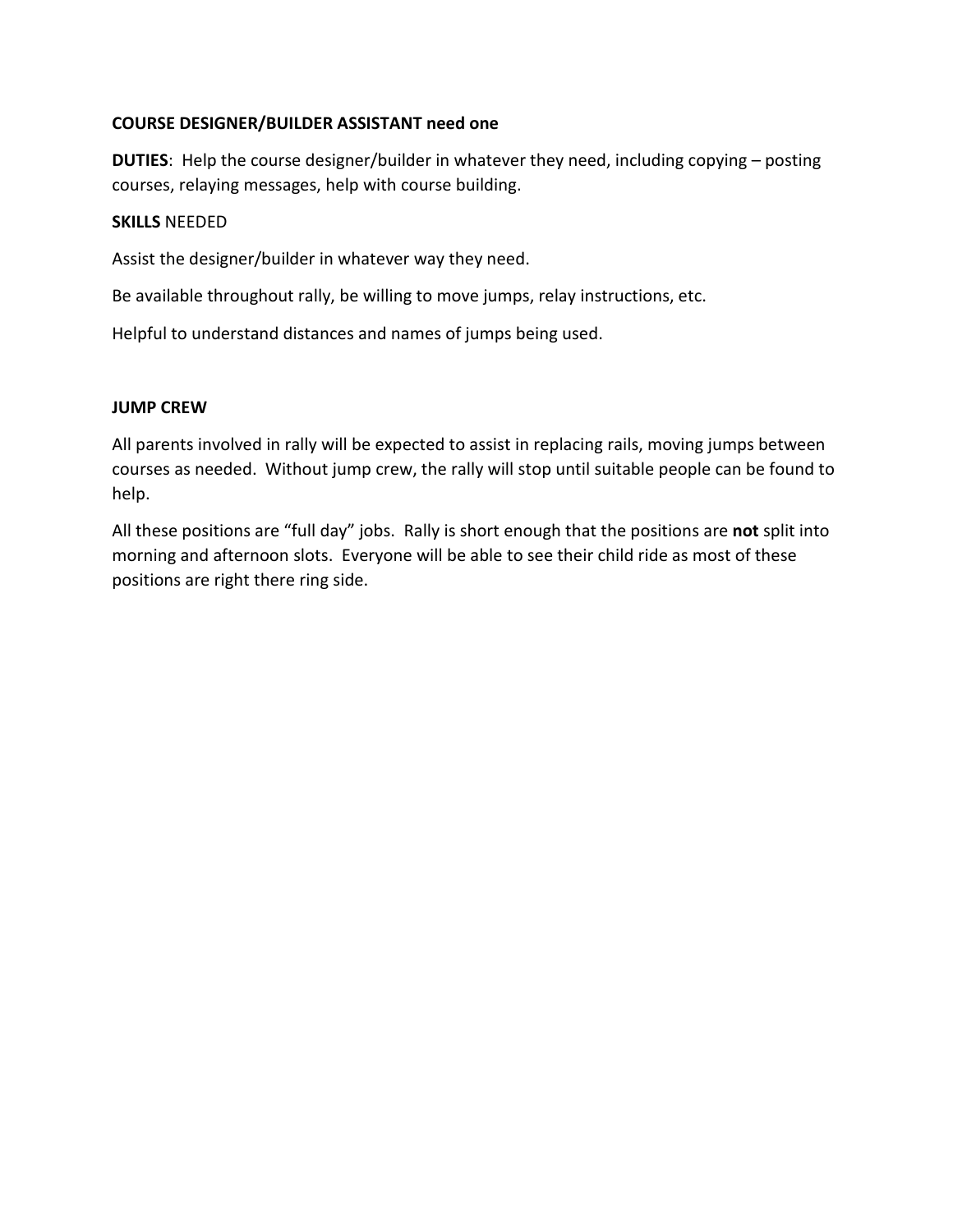**COURSE DESIGNER/BUILDER ASSISTANT need one**

**DUTIES**: Help the course designer/builder in whatever they need, including copying – posting courses, relaying messages, help with course building.

**SKILLS** NEEDED

Assist the designer/builder in whatever way they need.

Be available throughout rally, be willing to move jumps, relay instructions, etc.

Helpful to understand distances and names of jumps being used.

**JUMP CREW**

All parents involved in rally will be expected to assist in replacing rails, moving jumps between courses as needed. Without jump crew, the rally will stop until suitable people can be found to help.

All these positions are "full day" jobs. Rally is short enough that the positions are **not** split into morning and afternoon slots. Everyone will be able to see their child ride as most of these positions are right there ring side.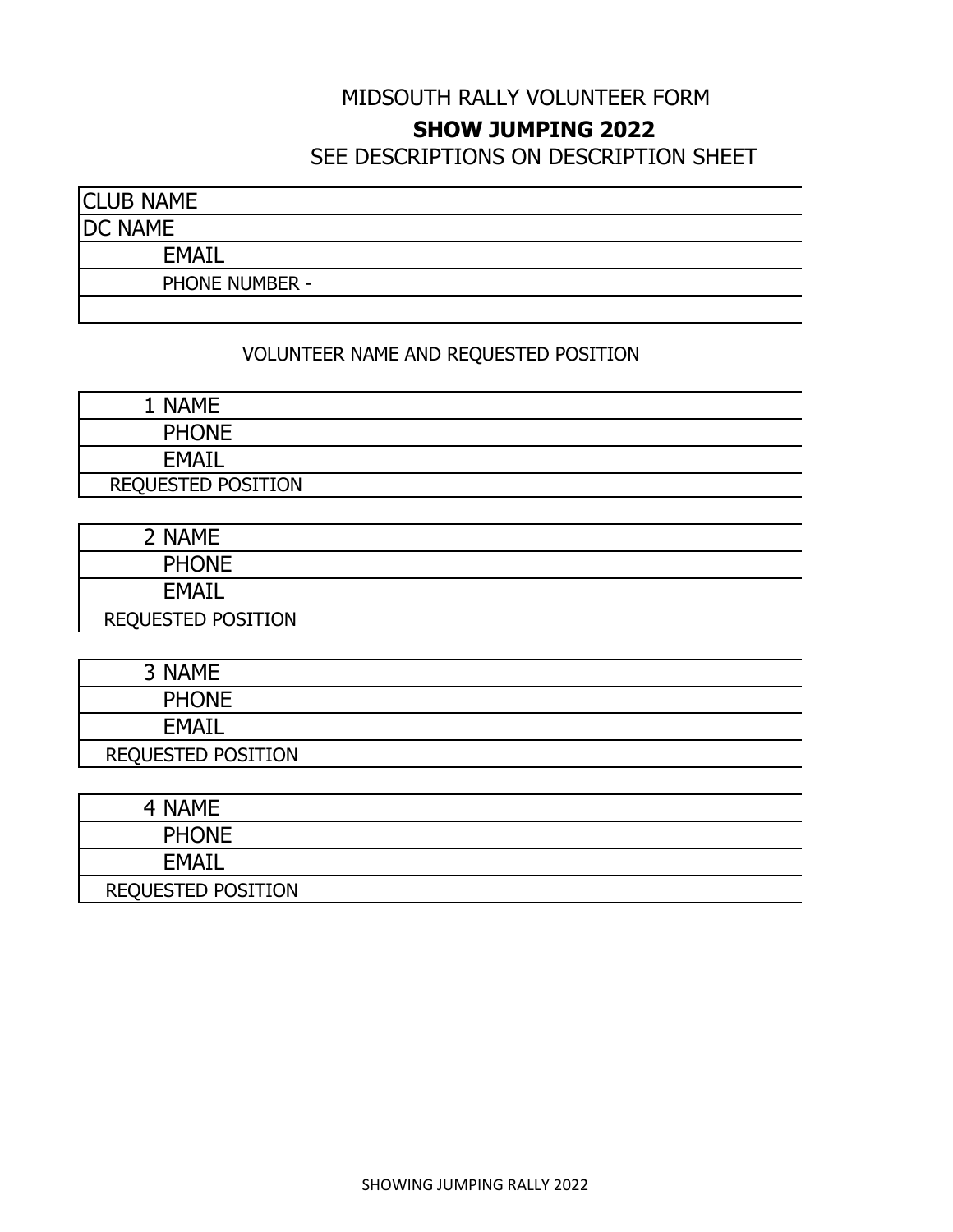MIDSOUTH RALLY VOLUNTEER FORM

**SHOW JUMPING 2022**

SEE DESCRIPTIONS ON DESCRIPTION SHEET

| | |
|---|---|
| CLUB NAME | |
| DC NAME | |
| EMAIL | |
| PHONE NUMBER - | |
| | |

VOLUNTEER NAME AND REQUESTED POSITION

| | |
|---|---|
| 1 NAME | |
| PHONE | |
| EMAIL | |
| REQUESTED POSITION | |

| | |
|---|---|
| 2 NAME | |
| PHONE | |
| EMAIL | |
| REQUESTED POSITION | |

| | |
|---|---|
| 3 NAME | |
| PHONE | |
| EMAIL | |
| REQUESTED POSITION | |

| | |
|---|---|
| 4 NAME | |
| PHONE | |
| EMAIL | |
| REQUESTED POSITION | |